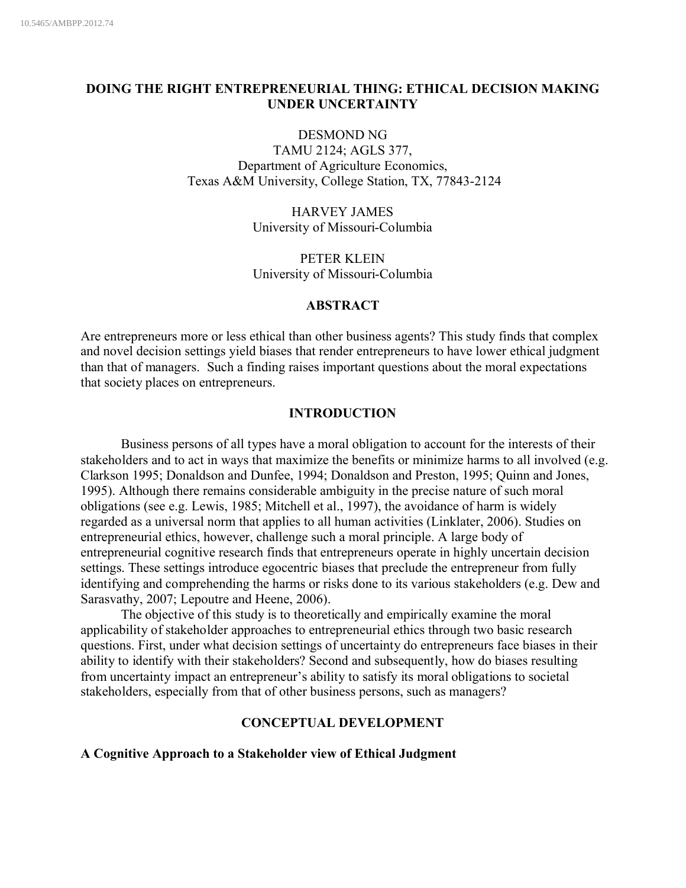10.5465/AMBPP.2012.74

# DOING THE RIGHT ENTREPRENEURIAL THING: ETHICAL DECISION MAKING UNDER UNCERTAINTY

DESMOND NG
TAMU 2124; AGLS 377,
Department of Agriculture Economics,
Texas A&M University, College Station, TX, 77843-2124

HARVEY JAMES
University of Missouri-Columbia

PETER KLEIN
University of Missouri-Columbia

## ABSTRACT

Are entrepreneurs more or less ethical than other business agents? This study finds that complex and novel decision settings yield biases that render entrepreneurs to have lower ethical judgment than that of managers. Such a finding raises important questions about the moral expectations that society places on entrepreneurs.

## INTRODUCTION

Business persons of all types have a moral obligation to account for the interests of their stakeholders and to act in ways that maximize the benefits or minimize harms to all involved (e.g. Clarkson 1995; Donaldson and Dunfee, 1994; Donaldson and Preston, 1995; Quinn and Jones, 1995). Although there remains considerable ambiguity in the precise nature of such moral obligations (see e.g. Lewis, 1985; Mitchell et al., 1997), the avoidance of harm is widely regarded as a universal norm that applies to all human activities (Linklater, 2006). Studies on entrepreneurial ethics, however, challenge such a moral principle. A large body of entrepreneurial cognitive research finds that entrepreneurs operate in highly uncertain decision settings. These settings introduce egocentric biases that preclude the entrepreneur from fully identifying and comprehending the harms or risks done to its various stakeholders (e.g. Dew and Sarasvathy, 2007; Lepoutre and Heene, 2006).

The objective of this study is to theoretically and empirically examine the moral applicability of stakeholder approaches to entrepreneurial ethics through two basic research questions. First, under what decision settings of uncertainty do entrepreneurs face biases in their ability to identify with their stakeholders? Second and subsequently, how do biases resulting from uncertainty impact an entrepreneur's ability to satisfy its moral obligations to societal stakeholders, especially from that of other business persons, such as managers?

## CONCEPTUAL DEVELOPMENT

### A Cognitive Approach to a Stakeholder view of Ethical Judgment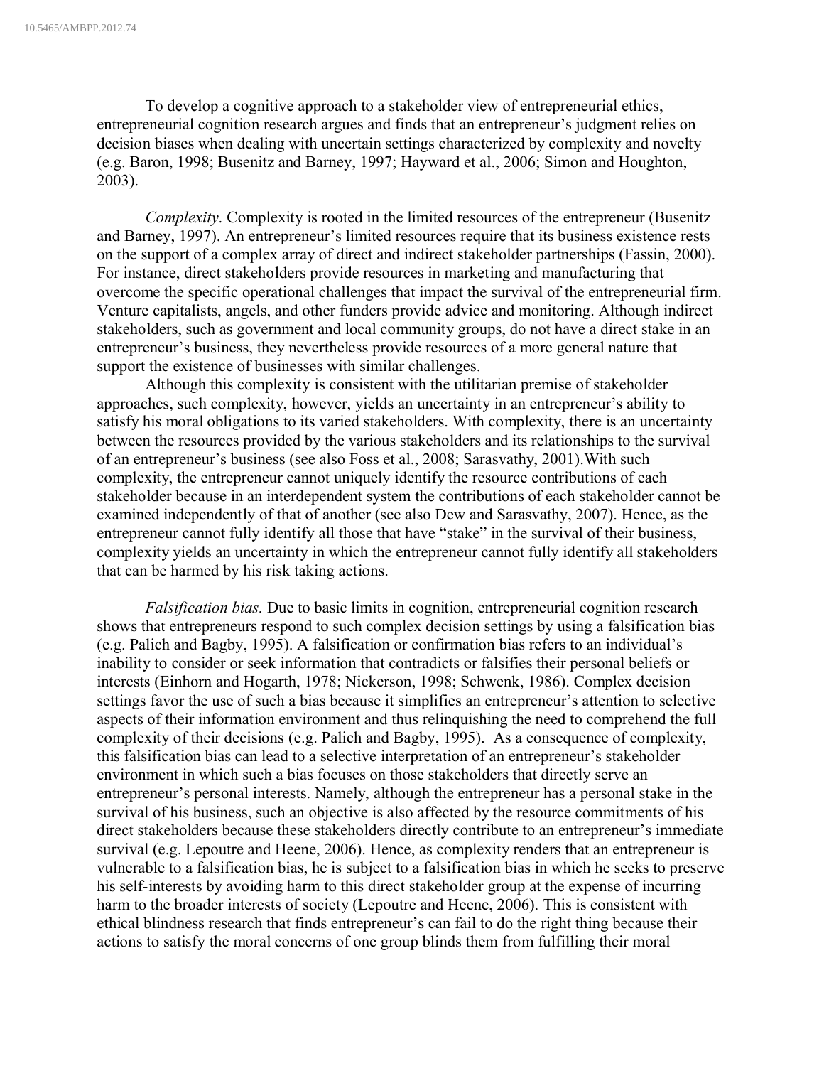To develop a cognitive approach to a stakeholder view of entrepreneurial ethics, entrepreneurial cognition research argues and finds that an entrepreneur's judgment relies on decision biases when dealing with uncertain settings characterized by complexity and novelty (e.g. Baron, 1998; Busenitz and Barney, 1997; Hayward et al., 2006; Simon and Houghton, 2003).

*Complexity*. Complexity is rooted in the limited resources of the entrepreneur (Busenitz and Barney, 1997). An entrepreneur's limited resources require that its business existence rests on the support of a complex array of direct and indirect stakeholder partnerships (Fassin, 2000). For instance, direct stakeholders provide resources in marketing and manufacturing that overcome the specific operational challenges that impact the survival of the entrepreneurial firm. Venture capitalists, angels, and other funders provide advice and monitoring. Although indirect stakeholders, such as government and local community groups, do not have a direct stake in an entrepreneur's business, they nevertheless provide resources of a more general nature that support the existence of businesses with similar challenges.

Although this complexity is consistent with the utilitarian premise of stakeholder approaches, such complexity, however, yields an uncertainty in an entrepreneur's ability to satisfy his moral obligations to its varied stakeholders. With complexity, there is an uncertainty between the resources provided by the various stakeholders and its relationships to the survival of an entrepreneur's business (see also Foss et al., 2008; Sarasvathy, 2001).With such complexity, the entrepreneur cannot uniquely identify the resource contributions of each stakeholder because in an interdependent system the contributions of each stakeholder cannot be examined independently of that of another (see also Dew and Sarasvathy, 2007). Hence, as the entrepreneur cannot fully identify all those that have "stake" in the survival of their business, complexity yields an uncertainty in which the entrepreneur cannot fully identify all stakeholders that can be harmed by his risk taking actions.

*Falsification bias.* Due to basic limits in cognition, entrepreneurial cognition research shows that entrepreneurs respond to such complex decision settings by using a falsification bias (e.g. Palich and Bagby, 1995). A falsification or confirmation bias refers to an individual's inability to consider or seek information that contradicts or falsifies their personal beliefs or interests (Einhorn and Hogarth, 1978; Nickerson, 1998; Schwenk, 1986). Complex decision settings favor the use of such a bias because it simplifies an entrepreneur's attention to selective aspects of their information environment and thus relinquishing the need to comprehend the full complexity of their decisions (e.g. Palich and Bagby, 1995). As a consequence of complexity, this falsification bias can lead to a selective interpretation of an entrepreneur's stakeholder environment in which such a bias focuses on those stakeholders that directly serve an entrepreneur's personal interests. Namely, although the entrepreneur has a personal stake in the survival of his business, such an objective is also affected by the resource commitments of his direct stakeholders because these stakeholders directly contribute to an entrepreneur's immediate survival (e.g. Lepoutre and Heene, 2006). Hence, as complexity renders that an entrepreneur is vulnerable to a falsification bias, he is subject to a falsification bias in which he seeks to preserve his self-interests by avoiding harm to this direct stakeholder group at the expense of incurring harm to the broader interests of society (Lepoutre and Heene, 2006). This is consistent with ethical blindness research that finds entrepreneur's can fail to do the right thing because their actions to satisfy the moral concerns of one group blinds them from fulfilling their moral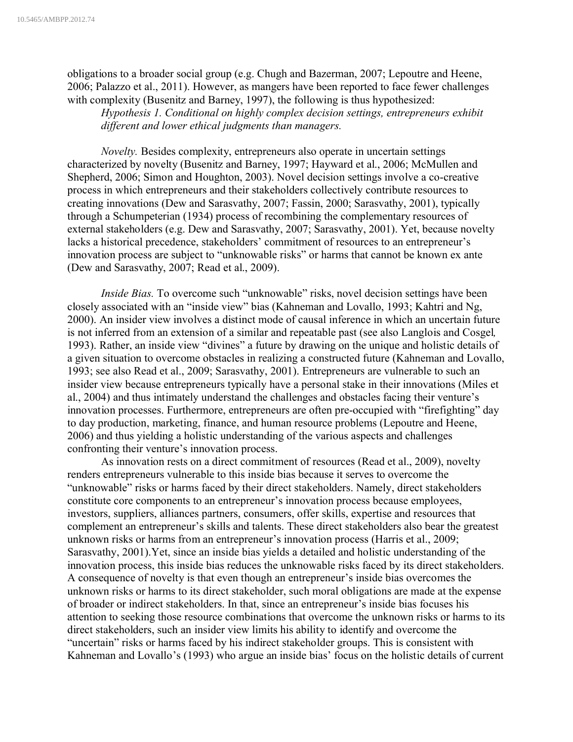obligations to a broader social group (e.g. Chugh and Bazerman, 2007; Lepoutre and Heene, 2006; Palazzo et al., 2011). However, as mangers have been reported to face fewer challenges with complexity (Busenitz and Barney, 1997), the following is thus hypothesized:

*Hypothesis 1. Conditional on highly complex decision settings, entrepreneurs exhibit different and lower ethical judgments than managers.*

*Novelty.* Besides complexity, entrepreneurs also operate in uncertain settings characterized by novelty (Busenitz and Barney, 1997; Hayward et al., 2006; McMullen and Shepherd, 2006; Simon and Houghton, 2003). Novel decision settings involve a co-creative process in which entrepreneurs and their stakeholders collectively contribute resources to creating innovations (Dew and Sarasvathy, 2007; Fassin, 2000; Sarasvathy, 2001), typically through a Schumpeterian (1934) process of recombining the complementary resources of external stakeholders (e.g. Dew and Sarasvathy, 2007; Sarasvathy, 2001). Yet, because novelty lacks a historical precedence, stakeholders' commitment of resources to an entrepreneur's innovation process are subject to "unknowable risks" or harms that cannot be known ex ante (Dew and Sarasvathy, 2007; Read et al., 2009).

*Inside Bias.* To overcome such "unknowable" risks, novel decision settings have been closely associated with an "inside view" bias (Kahneman and Lovallo, 1993; Kahtri and Ng, 2000). An insider view involves a distinct mode of causal inference in which an uncertain future is not inferred from an extension of a similar and repeatable past (see also Langlois and Cosgel, 1993). Rather, an inside view "divines" a future by drawing on the unique and holistic details of a given situation to overcome obstacles in realizing a constructed future (Kahneman and Lovallo, 1993; see also Read et al., 2009; Sarasvathy, 2001). Entrepreneurs are vulnerable to such an insider view because entrepreneurs typically have a personal stake in their innovations (Miles et al., 2004) and thus intimately understand the challenges and obstacles facing their venture's innovation processes. Furthermore, entrepreneurs are often pre-occupied with "firefighting" day to day production, marketing, finance, and human resource problems (Lepoutre and Heene, 2006) and thus yielding a holistic understanding of the various aspects and challenges confronting their venture's innovation process.

As innovation rests on a direct commitment of resources (Read et al., 2009), novelty renders entrepreneurs vulnerable to this inside bias because it serves to overcome the "unknowable" risks or harms faced by their direct stakeholders. Namely, direct stakeholders constitute core components to an entrepreneur's innovation process because employees, investors, suppliers, alliances partners, consumers, offer skills, expertise and resources that complement an entrepreneur's skills and talents. These direct stakeholders also bear the greatest unknown risks or harms from an entrepreneur's innovation process (Harris et al., 2009; Sarasvathy, 2001).Yet, since an inside bias yields a detailed and holistic understanding of the innovation process, this inside bias reduces the unknowable risks faced by its direct stakeholders. A consequence of novelty is that even though an entrepreneur's inside bias overcomes the unknown risks or harms to its direct stakeholder, such moral obligations are made at the expense of broader or indirect stakeholders. In that, since an entrepreneur's inside bias focuses his attention to seeking those resource combinations that overcome the unknown risks or harms to its direct stakeholders, such an insider view limits his ability to identify and overcome the "uncertain" risks or harms faced by his indirect stakeholder groups. This is consistent with Kahneman and Lovallo's (1993) who argue an inside bias' focus on the holistic details of current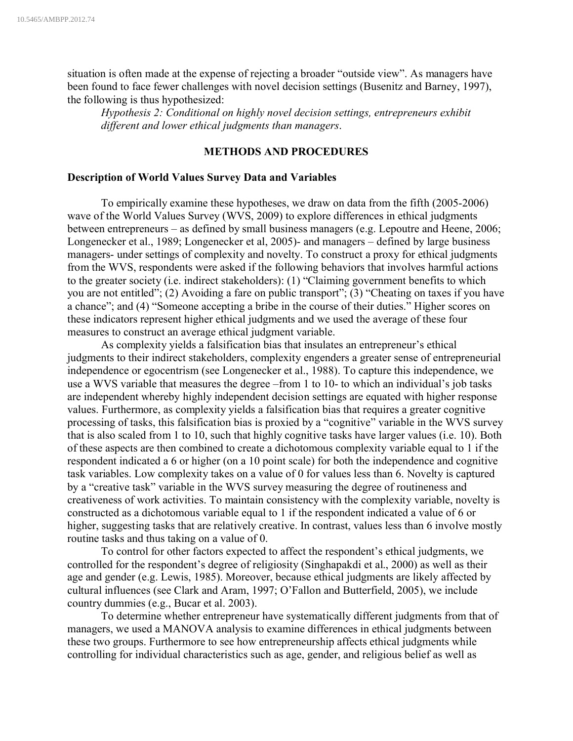situation is often made at the expense of rejecting a broader "outside view". As managers have been found to face fewer challenges with novel decision settings (Busenitz and Barney, 1997), the following is thus hypothesized:

*Hypothesis 2: Conditional on highly novel decision settings, entrepreneurs exhibit different and lower ethical judgments than managers.*

## METHODS AND PROCEDURES

### Description of World Values Survey Data and Variables

To empirically examine these hypotheses, we draw on data from the fifth (2005-2006) wave of the World Values Survey (WVS, 2009) to explore differences in ethical judgments between entrepreneurs – as defined by small business managers (e.g. Lepoutre and Heene, 2006; Longenecker et al., 1989; Longenecker et al, 2005)- and managers – defined by large business managers- under settings of complexity and novelty. To construct a proxy for ethical judgments from the WVS, respondents were asked if the following behaviors that involves harmful actions to the greater society (i.e. indirect stakeholders): (1) "Claiming government benefits to which you are not entitled"; (2) Avoiding a fare on public transport"; (3) "Cheating on taxes if you have a chance"; and (4) "Someone accepting a bribe in the course of their duties." Higher scores on these indicators represent higher ethical judgments and we used the average of these four measures to construct an average ethical judgment variable.

As complexity yields a falsification bias that insulates an entrepreneur's ethical judgments to their indirect stakeholders, complexity engenders a greater sense of entrepreneurial independence or egocentrism (see Longenecker et al., 1988). To capture this independence, we use a WVS variable that measures the degree –from 1 to 10- to which an individual's job tasks are independent whereby highly independent decision settings are equated with higher response values. Furthermore, as complexity yields a falsification bias that requires a greater cognitive processing of tasks, this falsification bias is proxied by a "cognitive" variable in the WVS survey that is also scaled from 1 to 10, such that highly cognitive tasks have larger values (i.e. 10). Both of these aspects are then combined to create a dichotomous complexity variable equal to 1 if the respondent indicated a 6 or higher (on a 10 point scale) for both the independence and cognitive task variables. Low complexity takes on a value of 0 for values less than 6. Novelty is captured by a "creative task" variable in the WVS survey measuring the degree of routineness and creativeness of work activities. To maintain consistency with the complexity variable, novelty is constructed as a dichotomous variable equal to 1 if the respondent indicated a value of 6 or higher, suggesting tasks that are relatively creative. In contrast, values less than 6 involve mostly routine tasks and thus taking on a value of 0.

To control for other factors expected to affect the respondent's ethical judgments, we controlled for the respondent's degree of religiosity (Singhapakdi et al., 2000) as well as their age and gender (e.g. Lewis, 1985). Moreover, because ethical judgments are likely affected by cultural influences (see Clark and Aram, 1997; O'Fallon and Butterfield, 2005), we include country dummies (e.g., Bucar et al. 2003).

To determine whether entrepreneur have systematically different judgments from that of managers, we used a MANOVA analysis to examine differences in ethical judgments between these two groups. Furthermore to see how entrepreneurship affects ethical judgments while controlling for individual characteristics such as age, gender, and religious belief as well as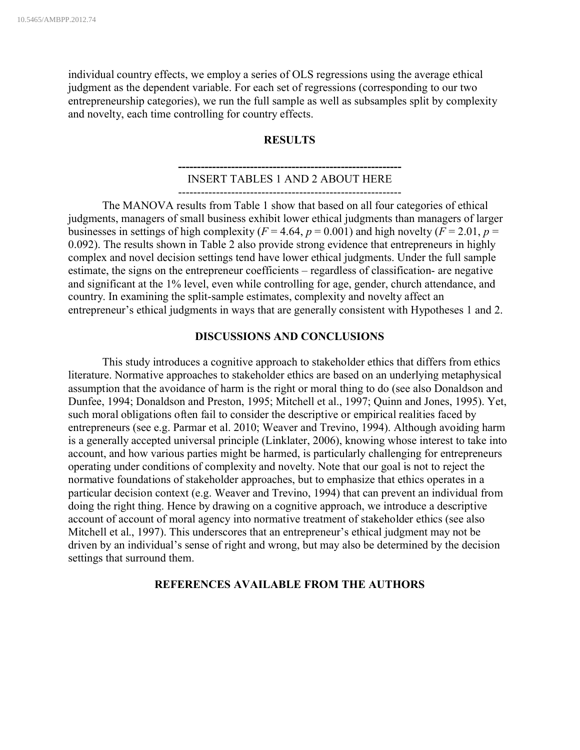individual country effects, we employ a series of OLS regressions using the average ethical judgment as the dependent variable. For each set of regressions (corresponding to our two entrepreneurship categories), we run the full sample as well as subsamples split by complexity and novelty, each time controlling for country effects.

## RESULTS

---

INSERT TABLES 1 AND 2 ABOUT HERE

---

The MANOVA results from Table 1 show that based on all four categories of ethical judgments, managers of small business exhibit lower ethical judgments than managers of larger businesses in settings of high complexity ($F = 4.64$, $p = 0.001$) and high novelty ($F = 2.01$, $p = 0.092$). The results shown in Table 2 also provide strong evidence that entrepreneurs in highly complex and novel decision settings tend have lower ethical judgments. Under the full sample estimate, the signs on the entrepreneur coefficients – regardless of classification- are negative and significant at the 1% level, even while controlling for age, gender, church attendance, and country. In examining the split-sample estimates, complexity and novelty affect an entrepreneur's ethical judgments in ways that are generally consistent with Hypotheses 1 and 2.

## DISCUSSIONS AND CONCLUSIONS

This study introduces a cognitive approach to stakeholder ethics that differs from ethics literature. Normative approaches to stakeholder ethics are based on an underlying metaphysical assumption that the avoidance of harm is the right or moral thing to do (see also Donaldson and Dunfee, 1994; Donaldson and Preston, 1995; Mitchell et al., 1997; Quinn and Jones, 1995). Yet, such moral obligations often fail to consider the descriptive or empirical realities faced by entrepreneurs (see e.g. Parmar et al. 2010; Weaver and Trevino, 1994). Although avoiding harm is a generally accepted universal principle (Linklater, 2006), knowing whose interest to take into account, and how various parties might be harmed, is particularly challenging for entrepreneurs operating under conditions of complexity and novelty. Note that our goal is not to reject the normative foundations of stakeholder approaches, but to emphasize that ethics operates in a particular decision context (e.g. Weaver and Trevino, 1994) that can prevent an individual from doing the right thing. Hence by drawing on a cognitive approach, we introduce a descriptive account of account of moral agency into normative treatment of stakeholder ethics (see also Mitchell et al., 1997). This underscores that an entrepreneur's ethical judgment may not be driven by an individual's sense of right and wrong, but may also be determined by the decision settings that surround them.

## REFERENCES AVAILABLE FROM THE AUTHORS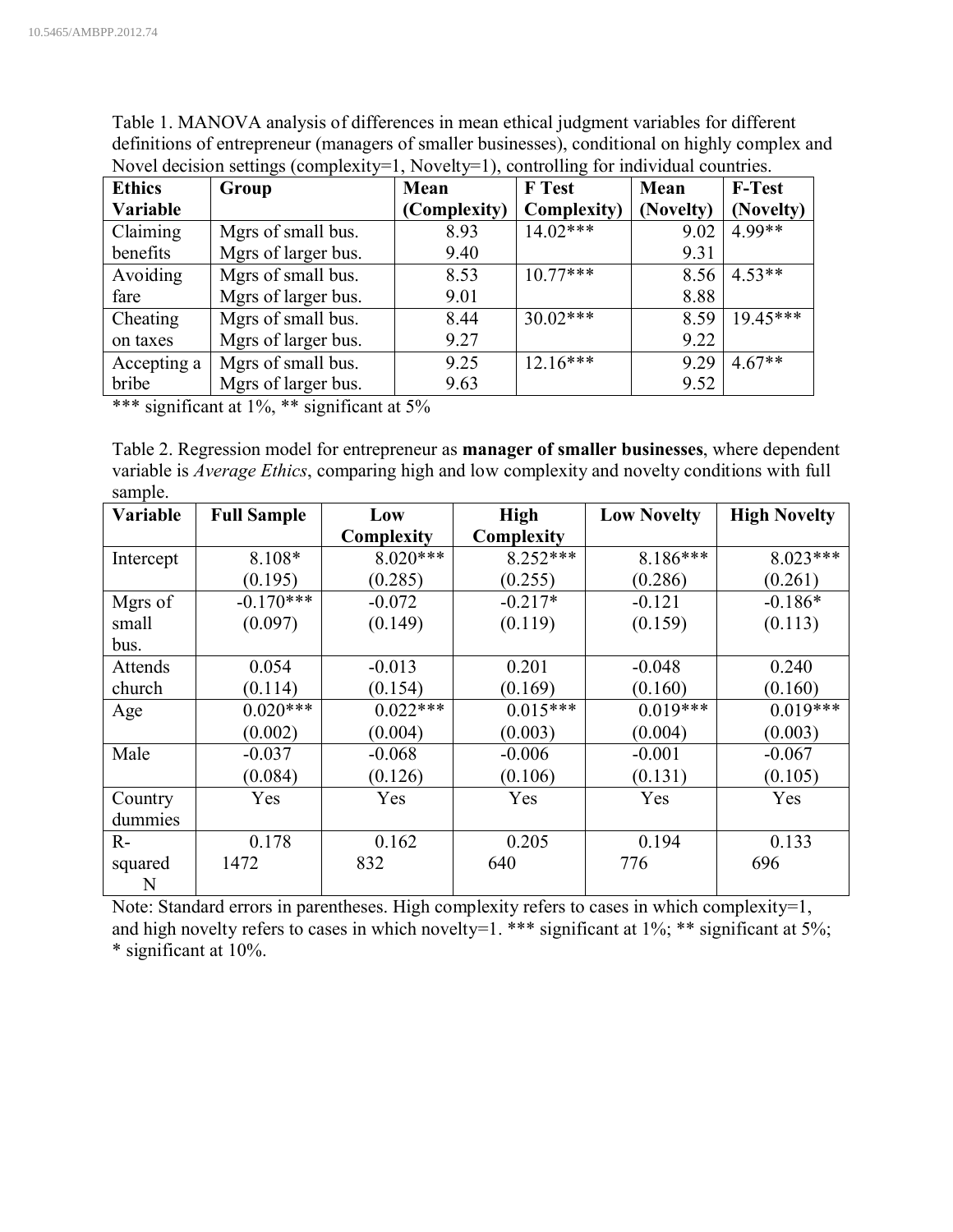Table 1. MANOVA analysis of differences in mean ethical judgment variables for different definitions of entrepreneur (managers of smaller businesses), conditional on highly complex and Novel decision settings (complexity=1, Novelty=1), controlling for individual countries.

| Ethics Variable | Group | Mean (Complexity) | F Test Complexity) | Mean (Novelty) | F-Test (Novelty) |
|---|---|---|---|---|---|
| Claiming benefits | Mgrs of small bus. | 8.93 | 14.02*** | 9.02 | 4.99** |
| | Mgrs of larger bus. | 9.40 | | 9.31 | |
| Avoiding fare | Mgrs of small bus. | 8.53 | 10.77*** | 8.56 | 4.53** |
| | Mgrs of larger bus. | 9.01 | | 8.88 | |
| Cheating on taxes | Mgrs of small bus. | 8.44 | 30.02*** | 8.59 | 19.45*** |
| | Mgrs of larger bus. | 9.27 | | 9.22 | |
| Accepting a bribe | Mgrs of small bus. | 9.25 | 12.16*** | 9.29 | 4.67** |
| | Mgrs of larger bus. | 9.63 | | 9.52 | |

*** significant at 1%, ** significant at 5%

Table 2. Regression model for entrepreneur as **manager of smaller businesses**, where dependent variable is *Average Ethics*, comparing high and low complexity and novelty conditions with full sample.

| Variable | Full Sample | Low Complexity | High Complexity | Low Novelty | High Novelty |
|---|---|---|---|---|---|
| Intercept | 8.108* (0.195) | 8.020*** (0.285) | 8.252*** (0.255) | 8.186*** (0.286) | 8.023*** (0.261) |
| Mgrs of small bus. | -0.170*** (0.097) | -0.072 (0.149) | -0.217* (0.119) | -0.121 (0.159) | -0.186* (0.113) |
| Attends church | 0.054 (0.114) | -0.013 (0.154) | 0.201 (0.169) | -0.048 (0.160) | 0.240 (0.160) |
| Age | 0.020*** (0.002) | 0.022*** (0.004) | 0.015*** (0.003) | 0.019*** (0.004) | 0.019*** (0.003) |
| Male | -0.037 (0.084) | -0.068 (0.126) | -0.006 (0.106) | -0.001 (0.131) | -0.067 (0.105) |
| Country dummies | Yes | Yes | Yes | Yes | Yes |
| R-squared | 0.178 | 0.162 | 0.205 | 0.194 | 0.133 |
| N | 1472 | 832 | 640 | 776 | 696 |

Note: Standard errors in parentheses. High complexity refers to cases in which complexity=1, and high novelty refers to cases in which novelty=1. *** significant at 1%; ** significant at 5%; * significant at 10%.